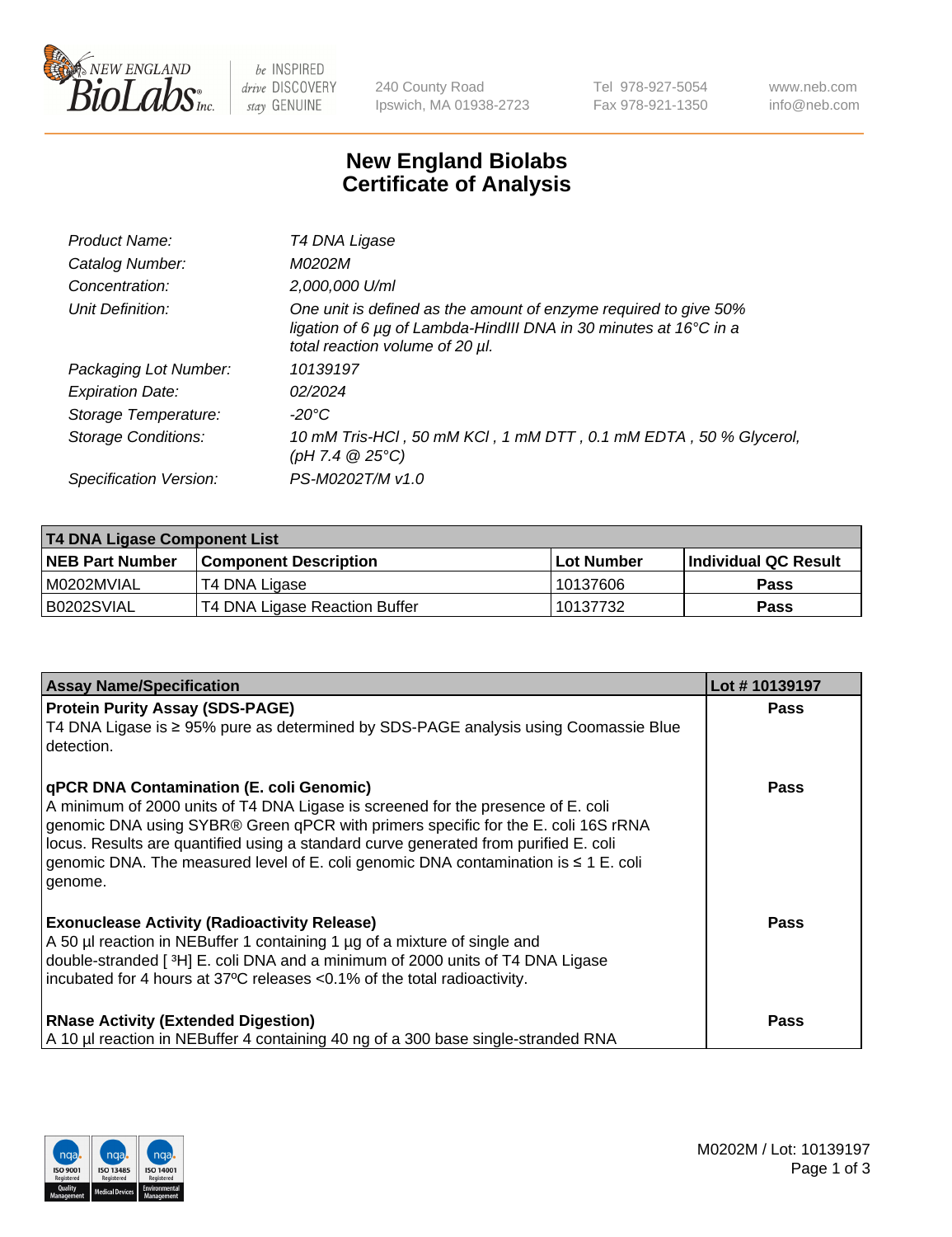# New England Biolabs
# Certificate of Analysis

| | |
|---|---|
| *Product Name:* | *T4 DNA Ligase* |
| *Catalog Number:* | *M0202M* |
| *Concentration:* | *2,000,000 U/ml* |
| *Unit Definition:* | *One unit is defined as the amount of enzyme required to give 50% ligation of 6 µg of Lambda-HindIII DNA in 30 minutes at 16°C in a total reaction volume of 20 µl.* |
| *Packaging Lot Number:* | *10139197* |
| *Expiration Date:* | *02/2024* |
| *Storage Temperature:* | *-20°C* |
| *Storage Conditions:* | *10 mM Tris-HCl , 50 mM KCl , 1 mM DTT , 0.1 mM EDTA , 50 % Glycerol, (pH 7.4 @ 25°C)* |
| *Specification Version:* | *PS-M0202T/M v1.0* |

**T4 DNA Ligase Component List**

| NEB Part Number | Component Description | Lot Number | Individual QC Result |
|---|---|---|---|
| M0202MVIAL | T4 DNA Ligase | 10137606 | Pass |
| B0202SVIAL | T4 DNA Ligase Reaction Buffer | 10137732 | Pass |

| Assay Name/Specification | Lot # 10139197 |
|---|---|
| **Protein Purity Assay (SDS-PAGE)**<br>T4 DNA Ligase is ≥ 95% pure as determined by SDS-PAGE analysis using Coomassie Blue detection. | Pass |
| **qPCR DNA Contamination (E. coli Genomic)**<br>A minimum of 2000 units of T4 DNA Ligase is screened for the presence of E. coli genomic DNA using SYBR® Green qPCR with primers specific for the E. coli 16S rRNA locus. Results are quantified using a standard curve generated from purified E. coli genomic DNA. The measured level of E. coli genomic DNA contamination is ≤ 1 E. coli genome. | Pass |
| **Exonuclease Activity (Radioactivity Release)**<br>A 50 µl reaction in NEBuffer 1 containing 1 µg of a mixture of single and double-stranded [ $^3$H] E. coli DNA and a minimum of 2000 units of T4 DNA Ligase incubated for 4 hours at 37ºC releases <0.1% of the total radioactivity. | Pass |
| **RNase Activity (Extended Digestion)**<br>A 10 µl reaction in NEBuffer 4 containing 40 ng of a 300 base single-stranded RNA | Pass |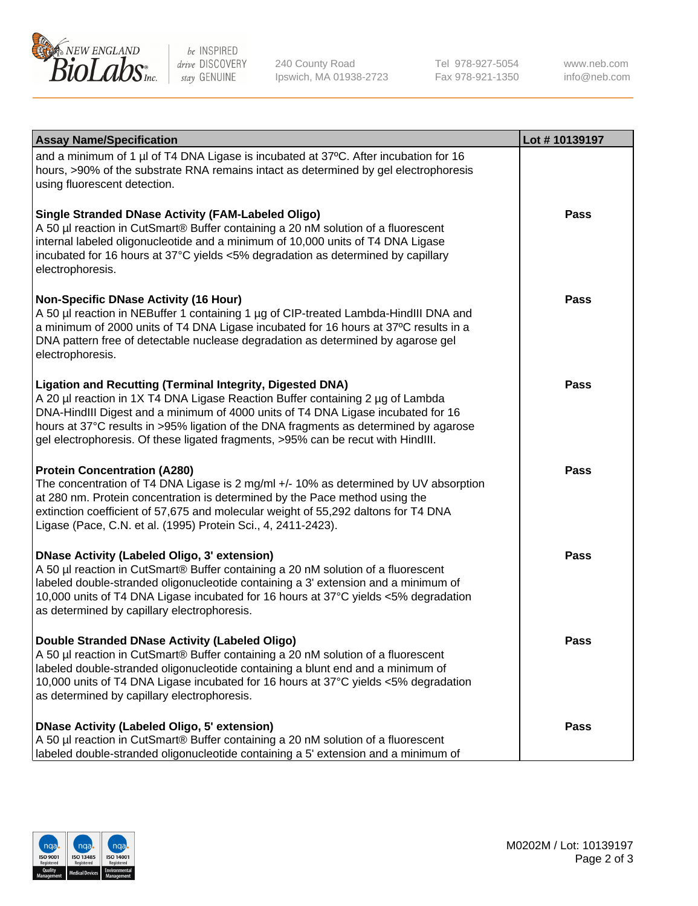| Assay Name/Specification | Lot # 10139197 |
| --- | --- |
| and a minimum of 1 µl of T4 DNA Ligase is incubated at 37ºC. After incubation for 16 hours, >90% of the substrate RNA remains intact as determined by gel electrophoresis using fluorescent detection. | |
| **Single Stranded DNase Activity (FAM-Labeled Oligo)**<br>A 50 µl reaction in CutSmart® Buffer containing a 20 nM solution of a fluorescent internal labeled oligonucleotide and a minimum of 10,000 units of T4 DNA Ligase incubated for 16 hours at 37°C yields <5% degradation as determined by capillary electrophoresis. | **Pass** |
| **Non-Specific DNase Activity (16 Hour)**<br>A 50 µl reaction in NEBuffer 1 containing 1 µg of CIP-treated Lambda-HindIII DNA and a minimum of 2000 units of T4 DNA Ligase incubated for 16 hours at 37ºC results in a DNA pattern free of detectable nuclease degradation as determined by agarose gel electrophoresis. | **Pass** |
| **Ligation and Recutting (Terminal Integrity, Digested DNA)**<br>A 20 µl reaction in 1X T4 DNA Ligase Reaction Buffer containing 2 µg of Lambda DNA-HindIII Digest and a minimum of 4000 units of T4 DNA Ligase incubated for 16 hours at 37°C results in >95% ligation of the DNA fragments as determined by agarose gel electrophoresis. Of these ligated fragments, >95% can be recut with HindIII. | **Pass** |
| **Protein Concentration (A280)**<br>The concentration of T4 DNA Ligase is 2 mg/ml +/- 10% as determined by UV absorption at 280 nm. Protein concentration is determined by the Pace method using the extinction coefficient of 57,675 and molecular weight of 55,292 daltons for T4 DNA Ligase (Pace, C.N. et al. (1995) Protein Sci., 4, 2411-2423). | **Pass** |
| **DNase Activity (Labeled Oligo, 3' extension)**<br>A 50 µl reaction in CutSmart® Buffer containing a 20 nM solution of a fluorescent labeled double-stranded oligonucleotide containing a 3' extension and a minimum of 10,000 units of T4 DNA Ligase incubated for 16 hours at 37°C yields <5% degradation as determined by capillary electrophoresis. | **Pass** |
| **Double Stranded DNase Activity (Labeled Oligo)**<br>A 50 µl reaction in CutSmart® Buffer containing a 20 nM solution of a fluorescent labeled double-stranded oligonucleotide containing a blunt end and a minimum of 10,000 units of T4 DNA Ligase incubated for 16 hours at 37°C yields <5% degradation as determined by capillary electrophoresis. | **Pass** |
| **DNase Activity (Labeled Oligo, 5' extension)**<br>A 50 µl reaction in CutSmart® Buffer containing a 20 nM solution of a fluorescent labeled double-stranded oligonucleotide containing a 5' extension and a minimum of | **Pass** |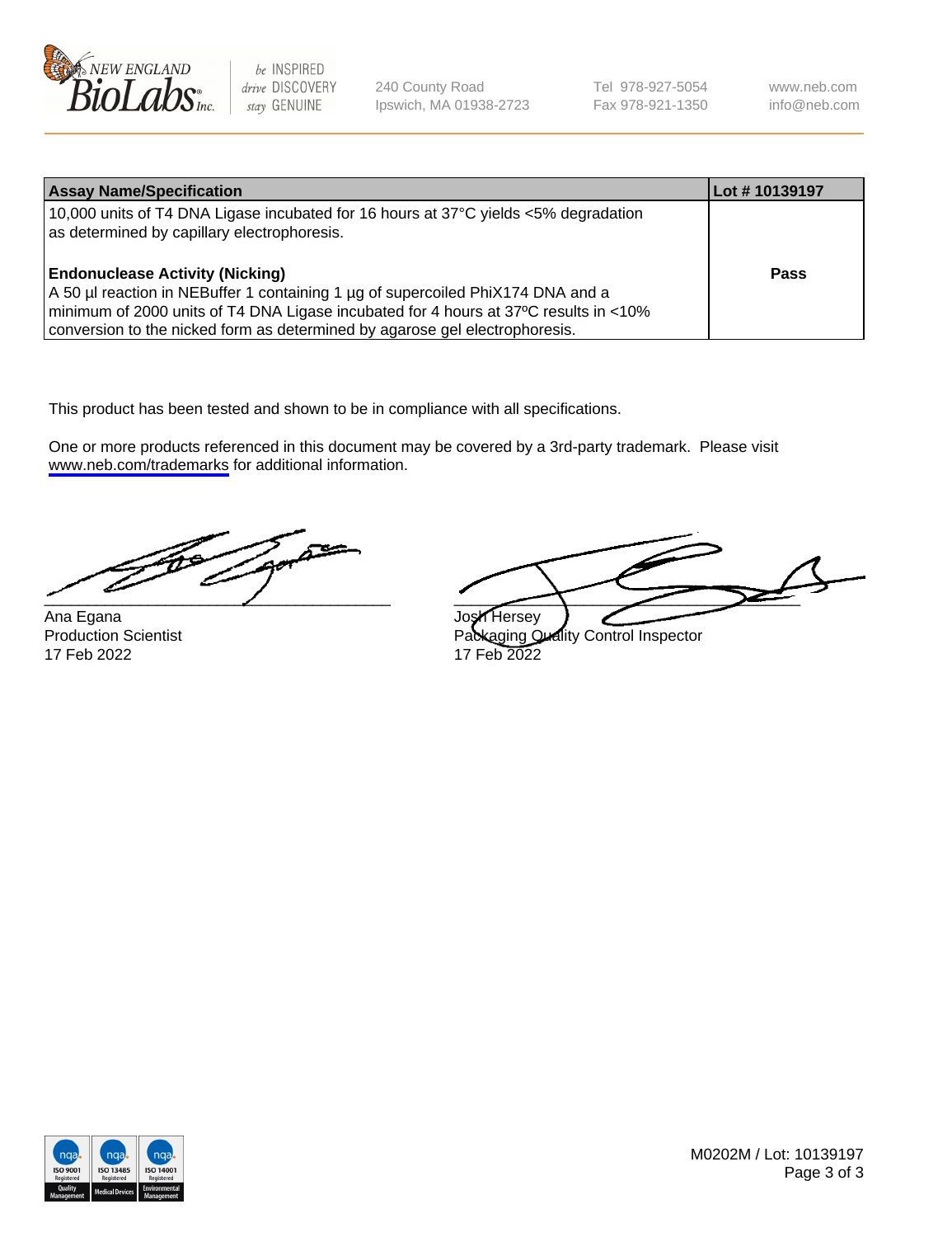| Assay Name/Specification | Lot # 10139197 |
|---|---|
| 10,000 units of T4 DNA Ligase incubated for 16 hours at 37°C yields <5% degradation as determined by capillary electrophoresis. | |
| **Endonuclease Activity (Nicking)**<br>A 50 µl reaction in NEBuffer 1 containing 1 µg of supercoiled PhiX174 DNA and a minimum of 2000 units of T4 DNA Ligase incubated for 4 hours at 37ºC results in <10% conversion to the nicked form as determined by agarose gel electrophoresis. | **Pass** |

This product has been tested and shown to be in compliance with all specifications.

One or more products referenced in this document may be covered by a 3rd-party trademark. Please visit www.neb.com/trademarks for additional information.

Ana Egana
Production Scientist
17 Feb 2022

Josh Hersey
Packaging Quality Control Inspector
17 Feb 2022

M0202M / Lot: 10139197